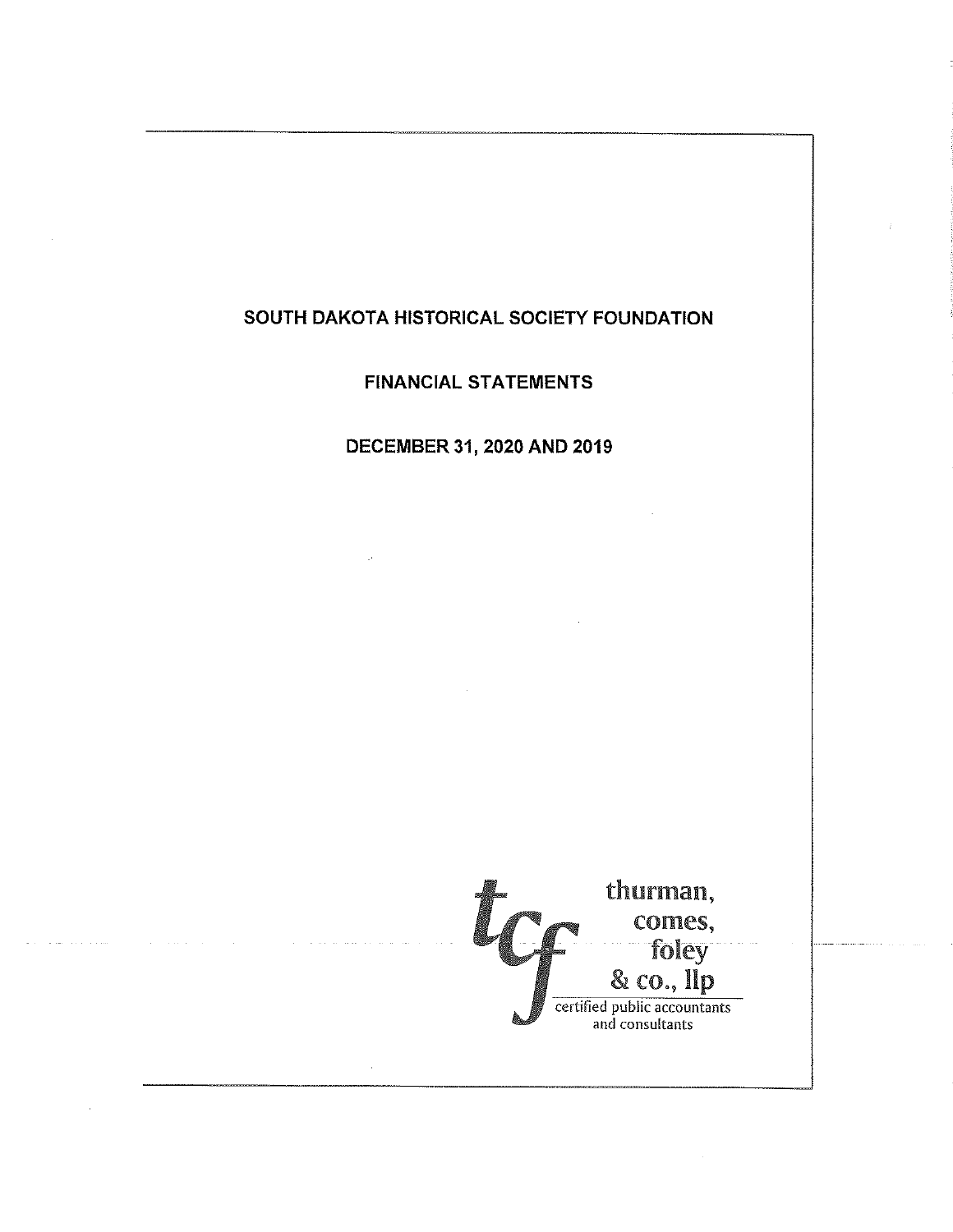# SOUTH DAKOTA HISTORICAL SOCIETY FOUNDATION

## FINANCIAL STATEMENTS

## DECEMBER 31, 2020 AND 2019

thurman, comes, foley & co., llp

certified public accountants and consultants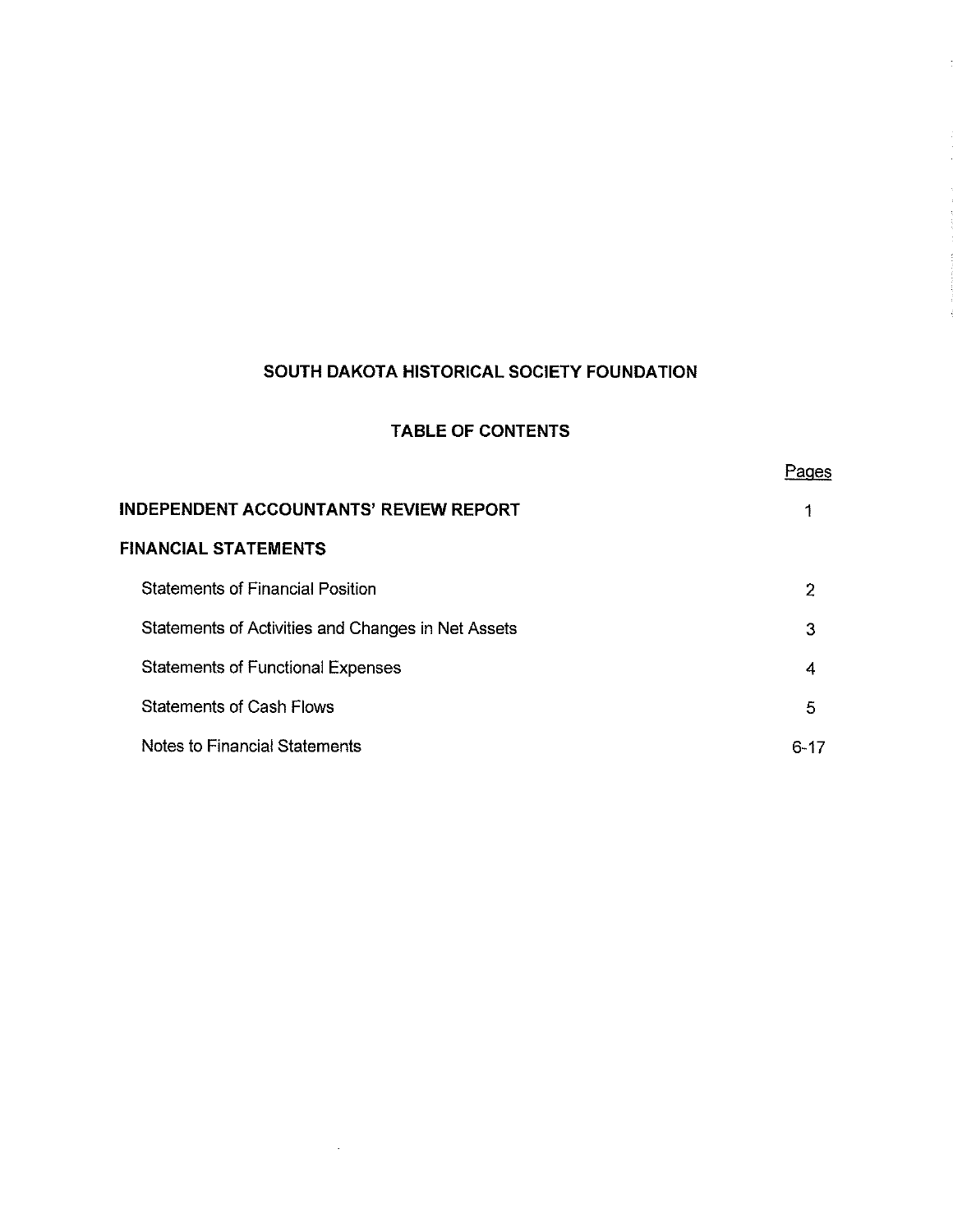# SOUTH DAKOTA HISTORICAL SOCIETY FOUNDATION

## TABLE OF CONTENTS

| | Pages |
|---|---|
| **INDEPENDENT ACCOUNTANTS' REVIEW REPORT** | 1 |
| **FINANCIAL STATEMENTS** | |
| Statements of Financial Position | 2 |
| Statements of Activities and Changes in Net Assets | 3 |
| Statements of Functional Expenses | 4 |
| Statements of Cash Flows | 5 |
| Notes to Financial Statements | 6-17 |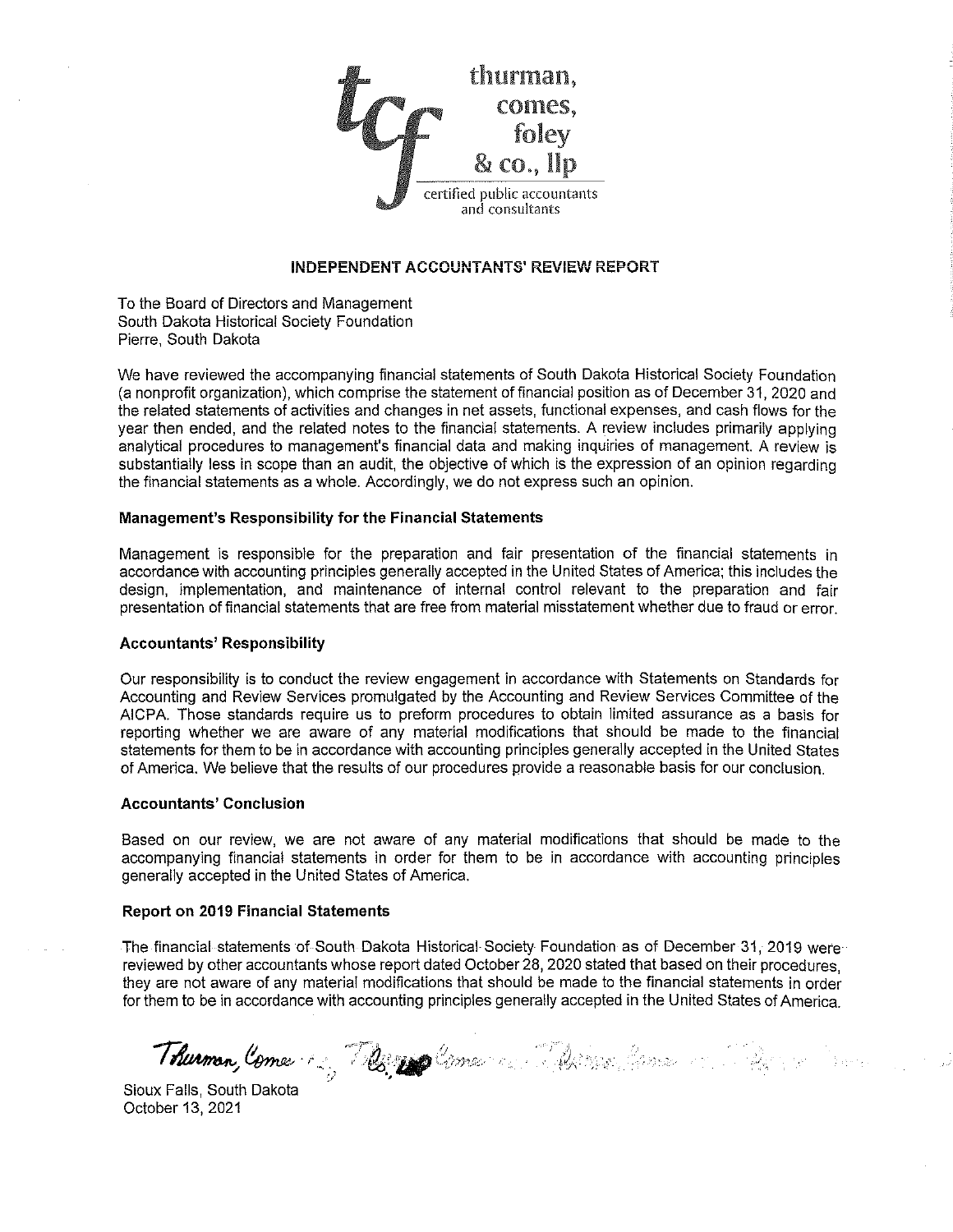thurman,
comes,
foley
& co., llp

certified public accountants
and consultants

## INDEPENDENT ACCOUNTANTS' REVIEW REPORT

To the Board of Directors and Management
South Dakota Historical Society Foundation
Pierre, South Dakota

We have reviewed the accompanying financial statements of South Dakota Historical Society Foundation (a nonprofit organization), which comprise the statement of financial position as of December 31, 2020 and the related statements of activities and changes in net assets, functional expenses, and cash flows for the year then ended, and the related notes to the financial statements. A review includes primarily applying analytical procedures to management's financial data and making inquiries of management. A review is substantially less in scope than an audit, the objective of which is the expression of an opinion regarding the financial statements as a whole. Accordingly, we do not express such an opinion.

### Management's Responsibility for the Financial Statements

Management is responsible for the preparation and fair presentation of the financial statements in accordance with accounting principles generally accepted in the United States of America; this includes the design, implementation, and maintenance of internal control relevant to the preparation and fair presentation of financial statements that are free from material misstatement whether due to fraud or error.

### Accountants' Responsibility

Our responsibility is to conduct the review engagement in accordance with Statements on Standards for Accounting and Review Services promulgated by the Accounting and Review Services Committee of the AICPA. Those standards require us to preform procedures to obtain limited assurance as a basis for reporting whether we are aware of any material modifications that should be made to the financial statements for them to be in accordance with accounting principles generally accepted in the United States of America. We believe that the results of our procedures provide a reasonable basis for our conclusion.

### Accountants' Conclusion

Based on our review, we are not aware of any material modifications that should be made to the accompanying financial statements in order for them to be in accordance with accounting principles generally accepted in the United States of America.

### Report on 2019 Financial Statements

The financial statements of South Dakota Historical Society Foundation as of December 31, 2019 were reviewed by other accountants whose report dated October 28, 2020 stated that based on their procedures, they are not aware of any material modifications that should be made to the financial statements in order for them to be in accordance with accounting principles generally accepted in the United States of America.

Thurman, Comes, Foley & Co.

Sioux Falls, South Dakota
October 13, 2021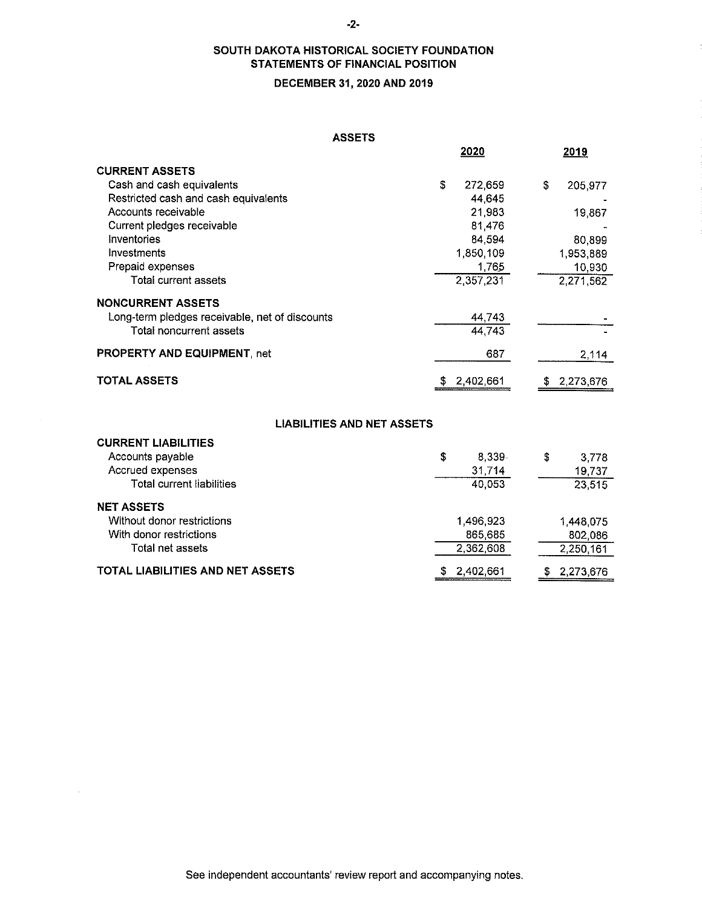# SOUTH DAKOTA HISTORICAL SOCIETY FOUNDATION
## STATEMENTS OF FINANCIAL POSITION
### DECEMBER 31, 2020 AND 2019

**ASSETS**

| | 2020 | 2019 |
|---|---|---|
| **CURRENT ASSETS** | | |
| Cash and cash equivalents | $ 272,659 | $ 205,977 |
| Restricted cash and cash equivalents | 44,645 | - |
| Accounts receivable | 21,983 | 19,867 |
| Current pledges receivable | 81,476 | - |
| Inventories | 84,594 | 80,899 |
| Investments | 1,850,109 | 1,953,889 |
| Prepaid expenses | 1,765 | 10,930 |
| Total current assets | 2,357,231 | 2,271,562 |
| **NONCURRENT ASSETS** | | |
| Long-term pledges receivable, net of discounts | 44,743 | - |
| Total noncurrent assets | 44,743 | - |
| **PROPERTY AND EQUIPMENT**, net | 687 | 2,114 |
| **TOTAL ASSETS** | $ 2,402,661 | $ 2,273,676 |

**LIABILITIES AND NET ASSETS**

| | 2020 | 2019 |
|---|---|---|
| **CURRENT LIABILITIES** | | |
| Accounts payable | $ 8,339 | $ 3,778 |
| Accrued expenses | 31,714 | 19,737 |
| Total current liabilities | 40,053 | 23,515 |
| **NET ASSETS** | | |
| Without donor restrictions | 1,496,923 | 1,448,075 |
| With donor restrictions | 865,685 | 802,086 |
| Total net assets | 2,362,608 | 2,250,161 |
| **TOTAL LIABILITIES AND NET ASSETS** | $ 2,402,661 | $ 2,273,676 |

See independent accountants' review report and accompanying notes.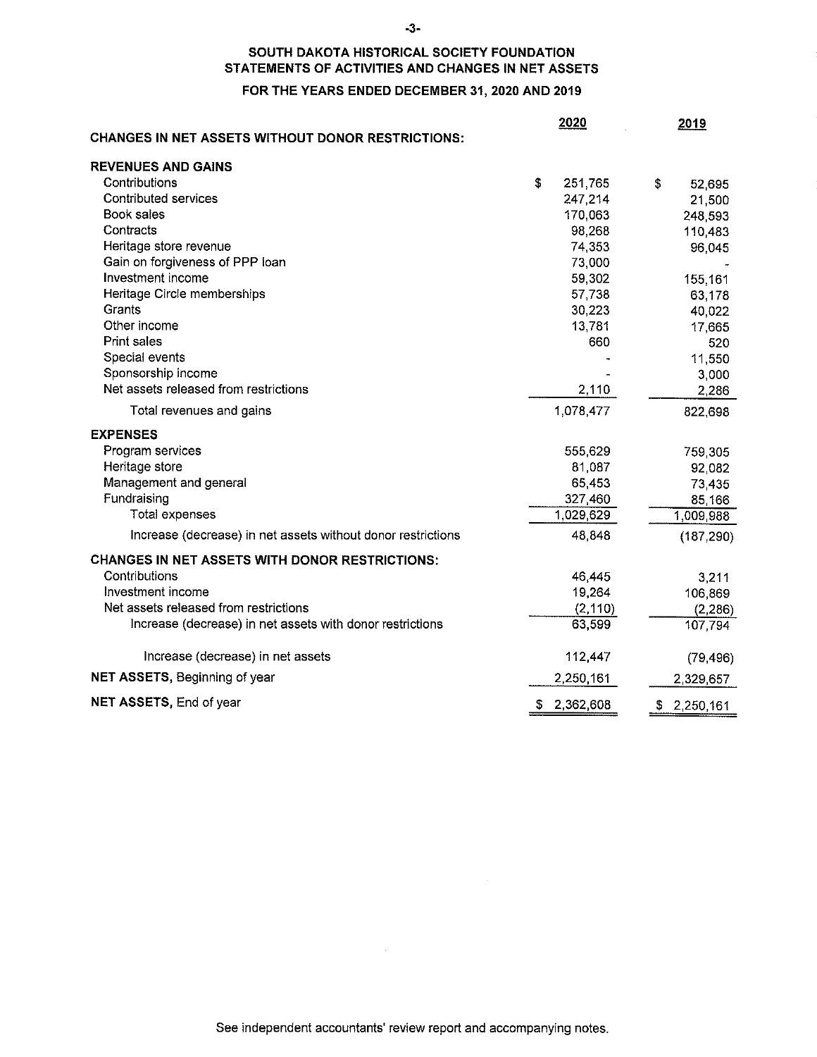# SOUTH DAKOTA HISTORICAL SOCIETY FOUNDATION
## STATEMENTS OF ACTIVITIES AND CHANGES IN NET ASSETS
### FOR THE YEARS ENDED DECEMBER 31, 2020 AND 2019

| | 2020 | 2019 |
|---|---|---|
| **CHANGES IN NET ASSETS WITHOUT DONOR RESTRICTIONS:** | | |
| **REVENUES AND GAINS** | | |
| Contributions | $ 251,765 | $ 52,695 |
| Contributed services | 247,214 | 21,500 |
| Book sales | 170,063 | 248,593 |
| Contracts | 98,268 | 110,483 |
| Heritage store revenue | 74,353 | 96,045 |
| Gain on forgiveness of PPP loan | 73,000 | - |
| Investment income | 59,302 | 155,161 |
| Heritage Circle memberships | 57,738 | 63,178 |
| Grants | 30,223 | 40,022 |
| Other income | 13,781 | 17,665 |
| Print sales | 660 | 520 |
| Special events | - | 11,550 |
| Sponsorship income | - | 3,000 |
| Net assets released from restrictions | 2,110 | 2,286 |
| Total revenues and gains | 1,078,477 | 822,698 |
| **EXPENSES** | | |
| Program services | 555,629 | 759,305 |
| Heritage store | 81,087 | 92,082 |
| Management and general | 65,453 | 73,435 |
| Fundraising | 327,460 | 85,166 |
| Total expenses | 1,029,629 | 1,009,988 |
| Increase (decrease) in net assets without donor restrictions | 48,848 | (187,290) |
| **CHANGES IN NET ASSETS WITH DONOR RESTRICTIONS:** | | |
| Contributions | 46,445 | 3,211 |
| Investment income | 19,264 | 106,869 |
| Net assets released from restrictions | (2,110) | (2,286) |
| Increase (decrease) in net assets with donor restrictions | 63,599 | 107,794 |
| Increase (decrease) in net assets | 112,447 | (79,496) |
| **NET ASSETS,** Beginning of year | 2,250,161 | 2,329,657 |
| **NET ASSETS,** End of year | $ 2,362,608 | $ 2,250,161 |

See independent accountants' review report and accompanying notes.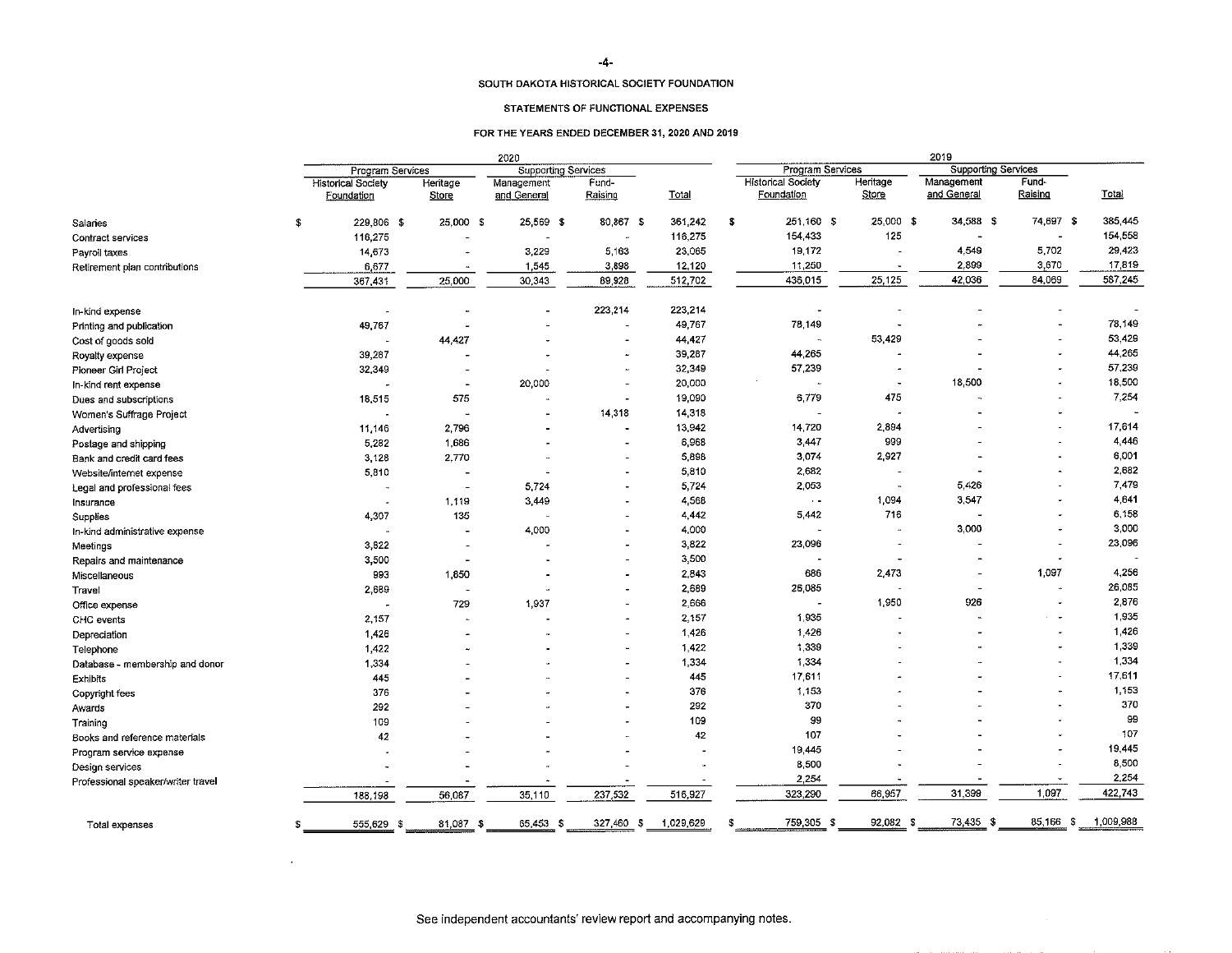# SOUTH DAKOTA HISTORICAL SOCIETY FOUNDATION

## STATEMENTS OF FUNCTIONAL EXPENSES

### FOR THE YEARS ENDED DECEMBER 31, 2020 AND 2019

| | 2020 | | | | | 2019 | | | | |
|---|---|---|---|---|---|---|---|---|---|---|
| | Program Services | | Supporting Services | | | Program Services | | Supporting Services | | |
| | Historical Society Foundation | Heritage Store | Management and General | Fund-Raising | Total | Historical Society Foundation | Heritage Store | Management and General | Fund-Raising | Total |
| Salaries | $ 229,806 | $ 25,000 | $ 25,569 | $ 80,867 | $ 361,242 | $ 251,160 | $ 25,000 | $ 34,588 | $ 74,697 | $ 385,445 |
| Contract services | 116,275 | - | - | - | 116,275 | 154,433 | 125 | - | - | 154,558 |
| Payroll taxes | 14,673 | - | 3,229 | 5,163 | 23,065 | 19,172 | - | 4,549 | 5,702 | 29,423 |
| Retirement plan contributions | 6,677 | - | 1,545 | 3,898 | 12,120 | 11,250 | - | 2,899 | 3,670 | 17,819 |
| | 367,431 | 25,000 | 30,343 | 89,928 | 512,702 | 436,015 | 25,125 | 42,036 | 84,069 | 587,245 |
| In-kind expense | - | - | - | 223,214 | 223,214 | - | - | - | - | - |
| Printing and publication | 49,767 | - | - | - | 49,767 | 78,149 | - | - | - | 78,149 |
| Cost of goods sold | - | 44,427 | - | - | 44,427 | - | 53,429 | - | - | 53,429 |
| Royalty expense | 39,287 | - | - | - | 39,287 | 44,265 | - | - | - | 44,265 |
| Pioneer Girl Project | 32,349 | - | - | - | 32,349 | 57,239 | - | - | - | 57,239 |
| In-kind rent expense | - | - | 20,000 | - | 20,000 | - | - | 18,500 | - | 18,500 |
| Dues and subscriptions | 18,515 | 575 | - | - | 19,090 | 6,779 | 475 | - | - | 7,254 |
| Women's Suffrage Project | - | - | - | 14,318 | 14,318 | - | - | - | - | - |
| Advertising | 11,146 | 2,796 | - | - | 13,942 | 14,720 | 2,894 | - | - | 17,614 |
| Postage and shipping | 5,282 | 1,686 | - | - | 6,968 | 3,447 | 999 | - | - | 4,446 |
| Bank and credit card fees | 3,128 | 2,770 | - | - | 5,898 | 3,074 | 2,927 | - | - | 6,001 |
| Website/internet expense | 5,810 | - | - | - | 5,810 | 2,682 | - | - | - | 2,682 |
| Legal and professional fees | - | - | 5,724 | - | 5,724 | 2,053 | - | 5,426 | - | 7,479 |
| Insurance | - | 1,119 | 3,449 | - | 4,568 | - | 1,094 | 3,547 | - | 4,641 |
| Supplies | 4,307 | 135 | - | - | 4,442 | 5,442 | 716 | - | - | 6,158 |
| In-kind administrative expense | - | - | 4,000 | - | 4,000 | - | - | 3,000 | - | 3,000 |
| Meetings | 3,822 | - | - | - | 3,822 | 23,096 | - | - | - | 23,096 |
| Repairs and maintenance | 3,500 | - | - | - | 3,500 | - | - | - | - | - |
| Miscellaneous | 993 | 1,850 | - | - | 2,843 | 686 | 2,473 | - | 1,097 | 4,256 |
| Travel | 2,689 | - | - | - | 2,689 | 26,085 | - | - | - | 26,085 |
| Office expense | - | 729 | 1,937 | - | 2,666 | - | 1,950 | 926 | - | 2,876 |
| CHC events | 2,157 | - | - | - | 2,157 | 1,935 | - | - | - | 1,935 |
| Depreciation | 1,426 | - | - | - | 1,426 | 1,426 | - | - | - | 1,426 |
| Telephone | 1,422 | - | - | - | 1,422 | 1,339 | - | - | - | 1,339 |
| Database - membership and donor | 1,334 | - | - | - | 1,334 | 1,334 | - | - | - | 1,334 |
| Exhibits | 445 | - | - | - | 445 | 17,611 | - | - | - | 17,611 |
| Copyright fees | 376 | - | - | - | 376 | 1,153 | - | - | - | 1,153 |
| Awards | 292 | - | - | - | 292 | 370 | - | - | - | 370 |
| Training | 109 | - | - | - | 109 | 99 | - | - | - | 99 |
| Books and reference materials | 42 | - | - | - | 42 | 107 | - | - | - | 107 |
| Program service expense | - | - | - | - | - | 19,445 | - | - | - | 19,445 |
| Design services | - | - | - | - | - | 8,500 | - | - | - | 8,500 |
| Professional speaker/writer travel | - | - | - | - | - | 2,254 | - | - | - | 2,254 |
| | 188,198 | 56,087 | 35,110 | 237,532 | 516,927 | 323,290 | 66,957 | 31,399 | 1,097 | 422,743 |
| Total expenses | $ 555,629 | $ 81,087 | $ 65,453 | $ 327,460 | $ 1,029,629 | $ 759,305 | $ 92,082 | $ 73,435 | $ 85,166 | $ 1,009,988 |

See independent accountants' review report and accompanying notes.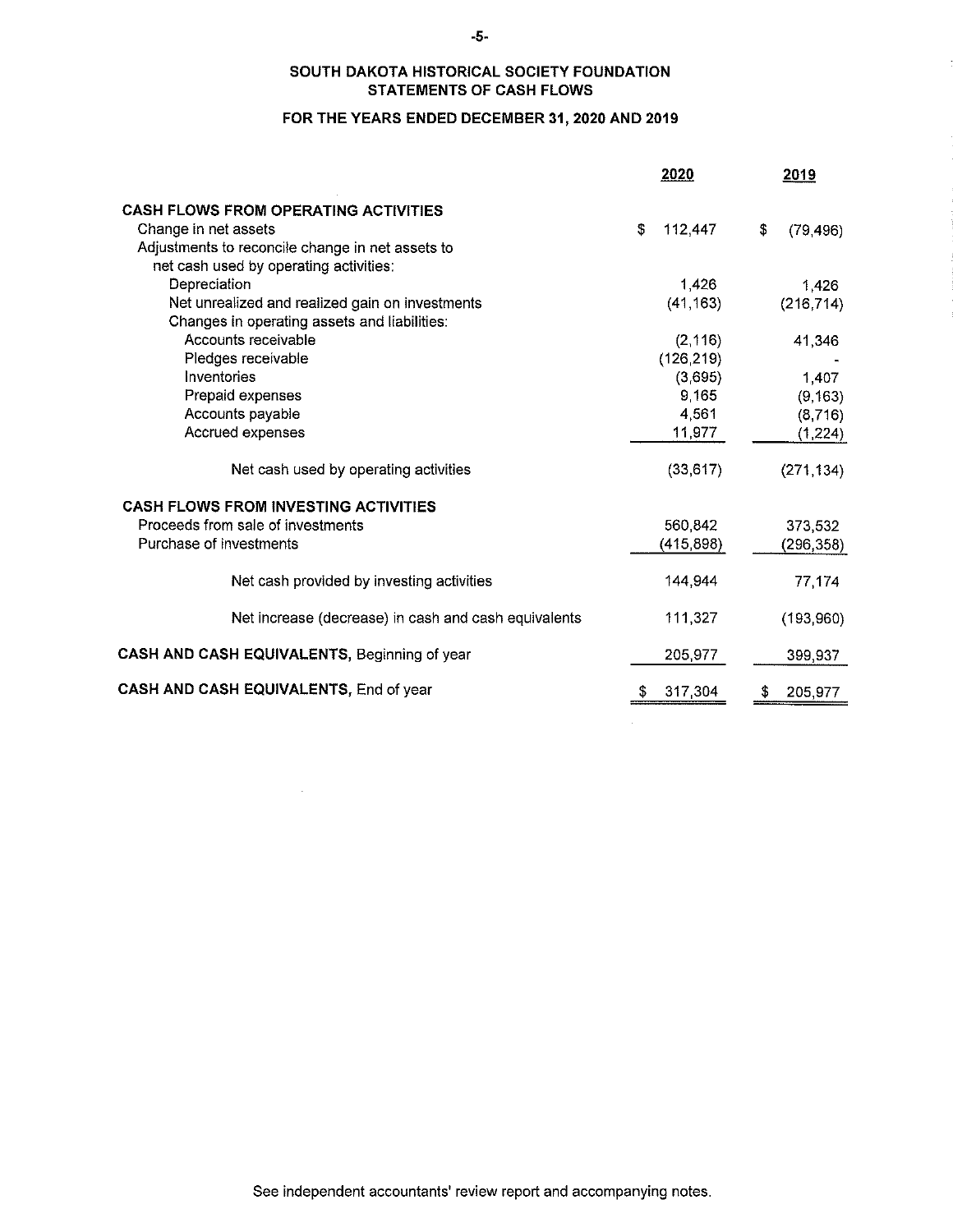# SOUTH DAKOTA HISTORICAL SOCIETY FOUNDATION
## STATEMENTS OF CASH FLOWS
### FOR THE YEARS ENDED DECEMBER 31, 2020 AND 2019

| | 2020 | 2019 |
|---|---|---|
| **CASH FLOWS FROM OPERATING ACTIVITIES** | | |
| Change in net assets | $ 112,447 | $ (79,496) |
| Adjustments to reconcile change in net assets to net cash used by operating activities: | | |
| Depreciation | 1,426 | 1,426 |
| Net unrealized and realized gain on investments | (41,163) | (216,714) |
| Changes in operating assets and liabilities: | | |
| Accounts receivable | (2,116) | 41,346 |
| Pledges receivable | (126,219) | - |
| Inventories | (3,695) | 1,407 |
| Prepaid expenses | 9,165 | (9,163) |
| Accounts payable | 4,561 | (8,716) |
| Accrued expenses | 11,977 | (1,224) |
| Net cash used by operating activities | (33,617) | (271,134) |
| **CASH FLOWS FROM INVESTING ACTIVITIES** | | |
| Proceeds from sale of investments | 560,842 | 373,532 |
| Purchase of investments | (415,898) | (296,358) |
| Net cash provided by investing activities | 144,944 | 77,174 |
| Net increase (decrease) in cash and cash equivalents | 111,327 | (193,960) |
| **CASH AND CASH EQUIVALENTS,** Beginning of year | 205,977 | 399,937 |
| **CASH AND CASH EQUIVALENTS,** End of year | $ 317,304 | $ 205,977 |

See independent accountants' review report and accompanying notes.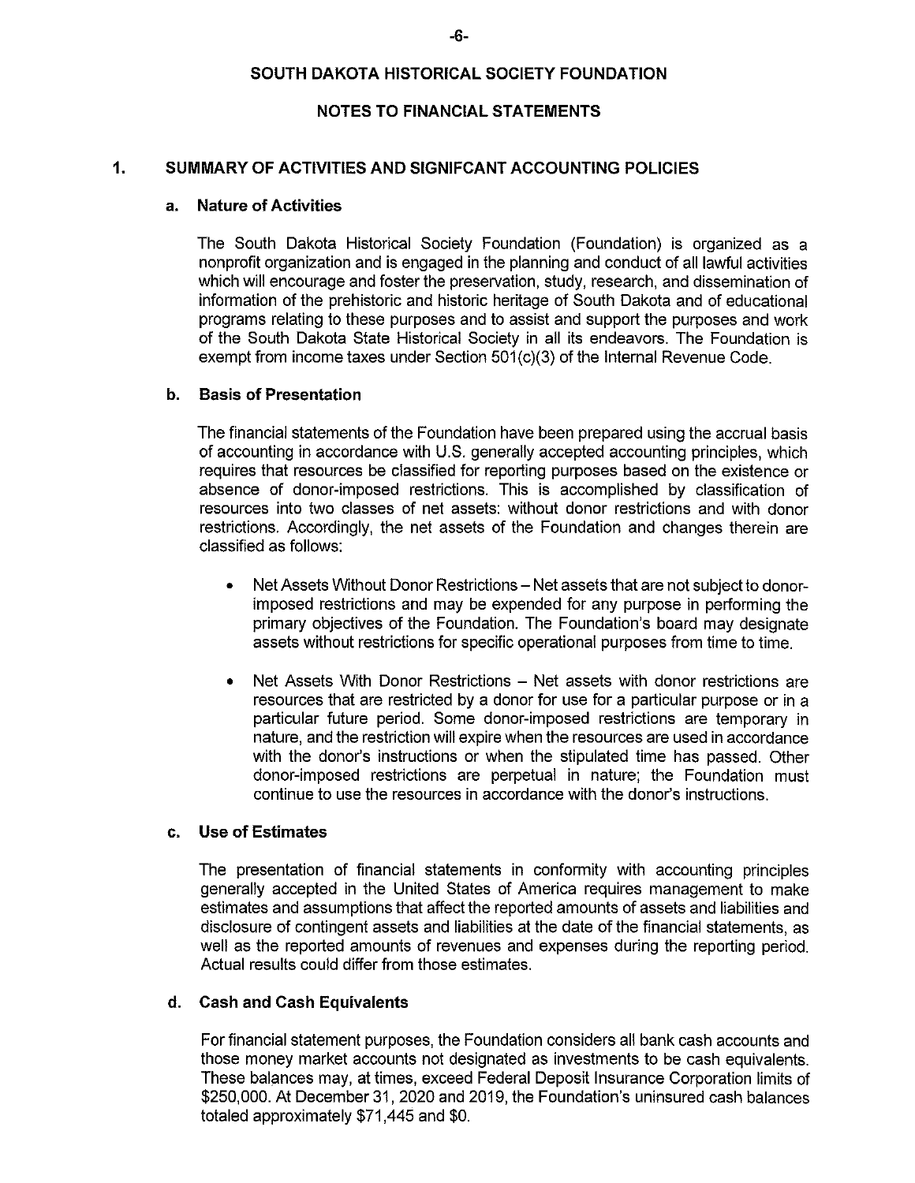# SOUTH DAKOTA HISTORICAL SOCIETY FOUNDATION

## NOTES TO FINANCIAL STATEMENTS

### 1. SUMMARY OF ACTIVITIES AND SIGNIFCANT ACCOUNTING POLICIES

#### a. Nature of Activities

The South Dakota Historical Society Foundation (Foundation) is organized as a nonprofit organization and is engaged in the planning and conduct of all lawful activities which will encourage and foster the preservation, study, research, and dissemination of information of the prehistoric and historic heritage of South Dakota and of educational programs relating to these purposes and to assist and support the purposes and work of the South Dakota State Historical Society in all its endeavors. The Foundation is exempt from income taxes under Section 501(c)(3) of the Internal Revenue Code.

#### b. Basis of Presentation

The financial statements of the Foundation have been prepared using the accrual basis of accounting in accordance with U.S. generally accepted accounting principles, which requires that resources be classified for reporting purposes based on the existence or absence of donor-imposed restrictions. This is accomplished by classification of resources into two classes of net assets: without donor restrictions and with donor restrictions. Accordingly, the net assets of the Foundation and changes therein are classified as follows:

- Net Assets Without Donor Restrictions – Net assets that are not subject to donor-imposed restrictions and may be expended for any purpose in performing the primary objectives of the Foundation. The Foundation's board may designate assets without restrictions for specific operational purposes from time to time.

- Net Assets With Donor Restrictions – Net assets with donor restrictions are resources that are restricted by a donor for use for a particular purpose or in a particular future period. Some donor-imposed restrictions are temporary in nature, and the restriction will expire when the resources are used in accordance with the donor's instructions or when the stipulated time has passed. Other donor-imposed restrictions are perpetual in nature; the Foundation must continue to use the resources in accordance with the donor's instructions.

#### c. Use of Estimates

The presentation of financial statements in conformity with accounting principles generally accepted in the United States of America requires management to make estimates and assumptions that affect the reported amounts of assets and liabilities and disclosure of contingent assets and liabilities at the date of the financial statements, as well as the reported amounts of revenues and expenses during the reporting period. Actual results could differ from those estimates.

#### d. Cash and Cash Equivalents

For financial statement purposes, the Foundation considers all bank cash accounts and those money market accounts not designated as investments to be cash equivalents. These balances may, at times, exceed Federal Deposit Insurance Corporation limits of $250,000. At December 31, 2020 and 2019, the Foundation's uninsured cash balances totaled approximately $71,445 and $0.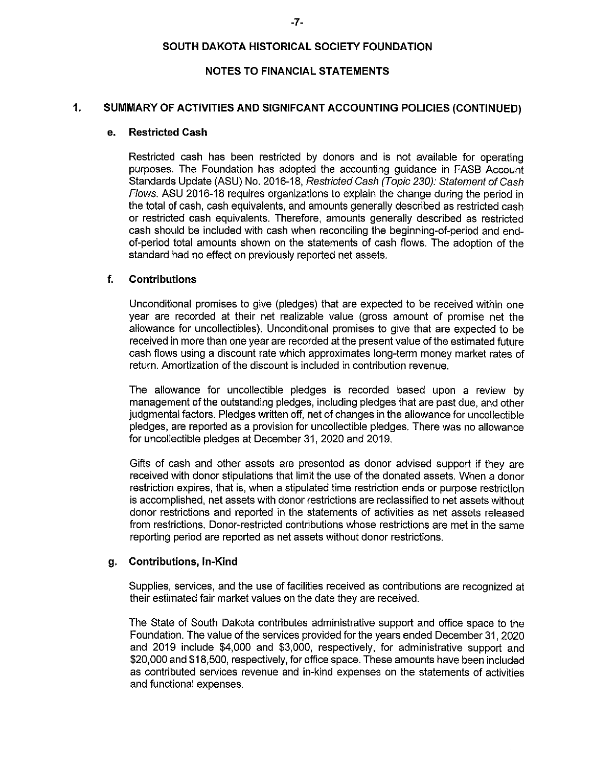## SOUTH DAKOTA HISTORICAL SOCIETY FOUNDATION

## NOTES TO FINANCIAL STATEMENTS

### 1. SUMMARY OF ACTIVITIES AND SIGNIFCANT ACCOUNTING POLICIES (CONTINUED)

#### e. Restricted Cash

Restricted cash has been restricted by donors and is not available for operating purposes. The Foundation has adopted the accounting guidance in FASB Account Standards Update (ASU) No. 2016-18, *Restricted Cash (Topic 230): Statement of Cash Flows.* ASU 2016-18 requires organizations to explain the change during the period in the total of cash, cash equivalents, and amounts generally described as restricted cash or restricted cash equivalents. Therefore, amounts generally described as restricted cash should be included with cash when reconciling the beginning-of-period and end-of-period total amounts shown on the statements of cash flows. The adoption of the standard had no effect on previously reported net assets.

#### f. Contributions

Unconditional promises to give (pledges) that are expected to be received within one year are recorded at their net realizable value (gross amount of promise net the allowance for uncollectibles). Unconditional promises to give that are expected to be received in more than one year are recorded at the present value of the estimated future cash flows using a discount rate which approximates long-term money market rates of return. Amortization of the discount is included in contribution revenue.

The allowance for uncollectible pledges is recorded based upon a review by management of the outstanding pledges, including pledges that are past due, and other judgmental factors. Pledges written off, net of changes in the allowance for uncollectible pledges, are reported as a provision for uncollectible pledges. There was no allowance for uncollectible pledges at December 31, 2020 and 2019.

Gifts of cash and other assets are presented as donor advised support if they are received with donor stipulations that limit the use of the donated assets. When a donor restriction expires, that is, when a stipulated time restriction ends or purpose restriction is accomplished, net assets with donor restrictions are reclassified to net assets without donor restrictions and reported in the statements of activities as net assets released from restrictions. Donor-restricted contributions whose restrictions are met in the same reporting period are reported as net assets without donor restrictions.

#### g. Contributions, In-Kind

Supplies, services, and the use of facilities received as contributions are recognized at their estimated fair market values on the date they are received.

The State of South Dakota contributes administrative support and office space to the Foundation. The value of the services provided for the years ended December 31, 2020 and 2019 include $4,000 and $3,000, respectively, for administrative support and $20,000 and $18,500, respectively, for office space. These amounts have been included as contributed services revenue and in-kind expenses on the statements of activities and functional expenses.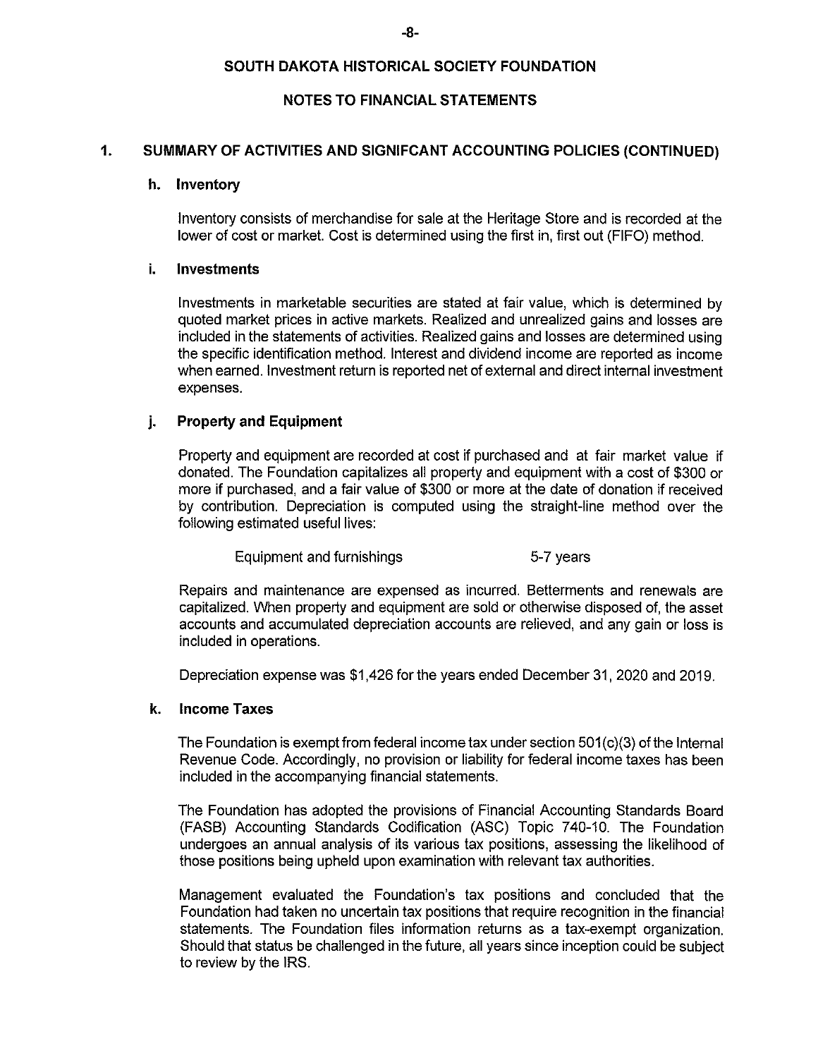**SOUTH DAKOTA HISTORICAL SOCIETY FOUNDATION**

**NOTES TO FINANCIAL STATEMENTS**

## 1. SUMMARY OF ACTIVITIES AND SIGNIFCANT ACCOUNTING POLICIES (CONTINUED)

### h. Inventory

Inventory consists of merchandise for sale at the Heritage Store and is recorded at the lower of cost or market. Cost is determined using the first in, first out (FIFO) method.

### i. Investments

Investments in marketable securities are stated at fair value, which is determined by quoted market prices in active markets. Realized and unrealized gains and losses are included in the statements of activities. Realized gains and losses are determined using the specific identification method. Interest and dividend income are reported as income when earned. Investment return is reported net of external and direct internal investment expenses.

### j. Property and Equipment

Property and equipment are recorded at cost if purchased and at fair market value if donated. The Foundation capitalizes all property and equipment with a cost of $300 or more if purchased, and a fair value of $300 or more at the date of donation if received by contribution. Depreciation is computed using the straight-line method over the following estimated useful lives:

| | |
|---|---|
| Equipment and furnishings | 5-7 years |

Repairs and maintenance are expensed as incurred. Betterments and renewals are capitalized. When property and equipment are sold or otherwise disposed of, the asset accounts and accumulated depreciation accounts are relieved, and any gain or loss is included in operations.

Depreciation expense was $1,426 for the years ended December 31, 2020 and 2019.

### k. Income Taxes

The Foundation is exempt from federal income tax under section 501(c)(3) of the Internal Revenue Code. Accordingly, no provision or liability for federal income taxes has been included in the accompanying financial statements.

The Foundation has adopted the provisions of Financial Accounting Standards Board (FASB) Accounting Standards Codification (ASC) Topic 740-10. The Foundation undergoes an annual analysis of its various tax positions, assessing the likelihood of those positions being upheld upon examination with relevant tax authorities.

Management evaluated the Foundation's tax positions and concluded that the Foundation had taken no uncertain tax positions that require recognition in the financial statements. The Foundation files information returns as a tax-exempt organization. Should that status be challenged in the future, all years since inception could be subject to review by the IRS.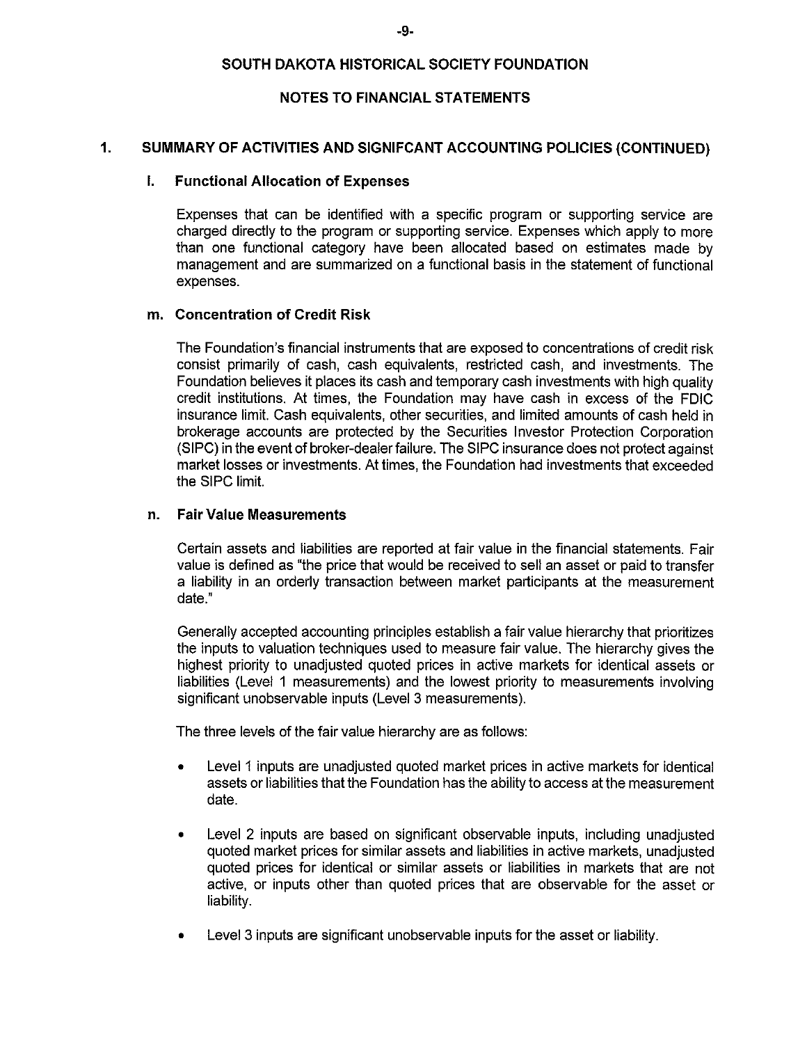**SOUTH DAKOTA HISTORICAL SOCIETY FOUNDATION**

**NOTES TO FINANCIAL STATEMENTS**

## 1. SUMMARY OF ACTIVITIES AND SIGNIFCANT ACCOUNTING POLICIES (CONTINUED)

### l. Functional Allocation of Expenses

Expenses that can be identified with a specific program or supporting service are charged directly to the program or supporting service. Expenses which apply to more than one functional category have been allocated based on estimates made by management and are summarized on a functional basis in the statement of functional expenses.

### m. Concentration of Credit Risk

The Foundation's financial instruments that are exposed to concentrations of credit risk consist primarily of cash, cash equivalents, restricted cash, and investments. The Foundation believes it places its cash and temporary cash investments with high quality credit institutions. At times, the Foundation may have cash in excess of the FDIC insurance limit. Cash equivalents, other securities, and limited amounts of cash held in brokerage accounts are protected by the Securities Investor Protection Corporation (SIPC) in the event of broker-dealer failure. The SIPC insurance does not protect against market losses or investments. At times, the Foundation had investments that exceeded the SIPC limit.

### n. Fair Value Measurements

Certain assets and liabilities are reported at fair value in the financial statements. Fair value is defined as "the price that would be received to sell an asset or paid to transfer a liability in an orderly transaction between market participants at the measurement date."

Generally accepted accounting principles establish a fair value hierarchy that prioritizes the inputs to valuation techniques used to measure fair value. The hierarchy gives the highest priority to unadjusted quoted prices in active markets for identical assets or liabilities (Level 1 measurements) and the lowest priority to measurements involving significant unobservable inputs (Level 3 measurements).

The three levels of the fair value hierarchy are as follows:

- Level 1 inputs are unadjusted quoted market prices in active markets for identical assets or liabilities that the Foundation has the ability to access at the measurement date.

- Level 2 inputs are based on significant observable inputs, including unadjusted quoted market prices for similar assets and liabilities in active markets, unadjusted quoted prices for identical or similar assets or liabilities in markets that are not active, or inputs other than quoted prices that are observable for the asset or liability.

- Level 3 inputs are significant unobservable inputs for the asset or liability.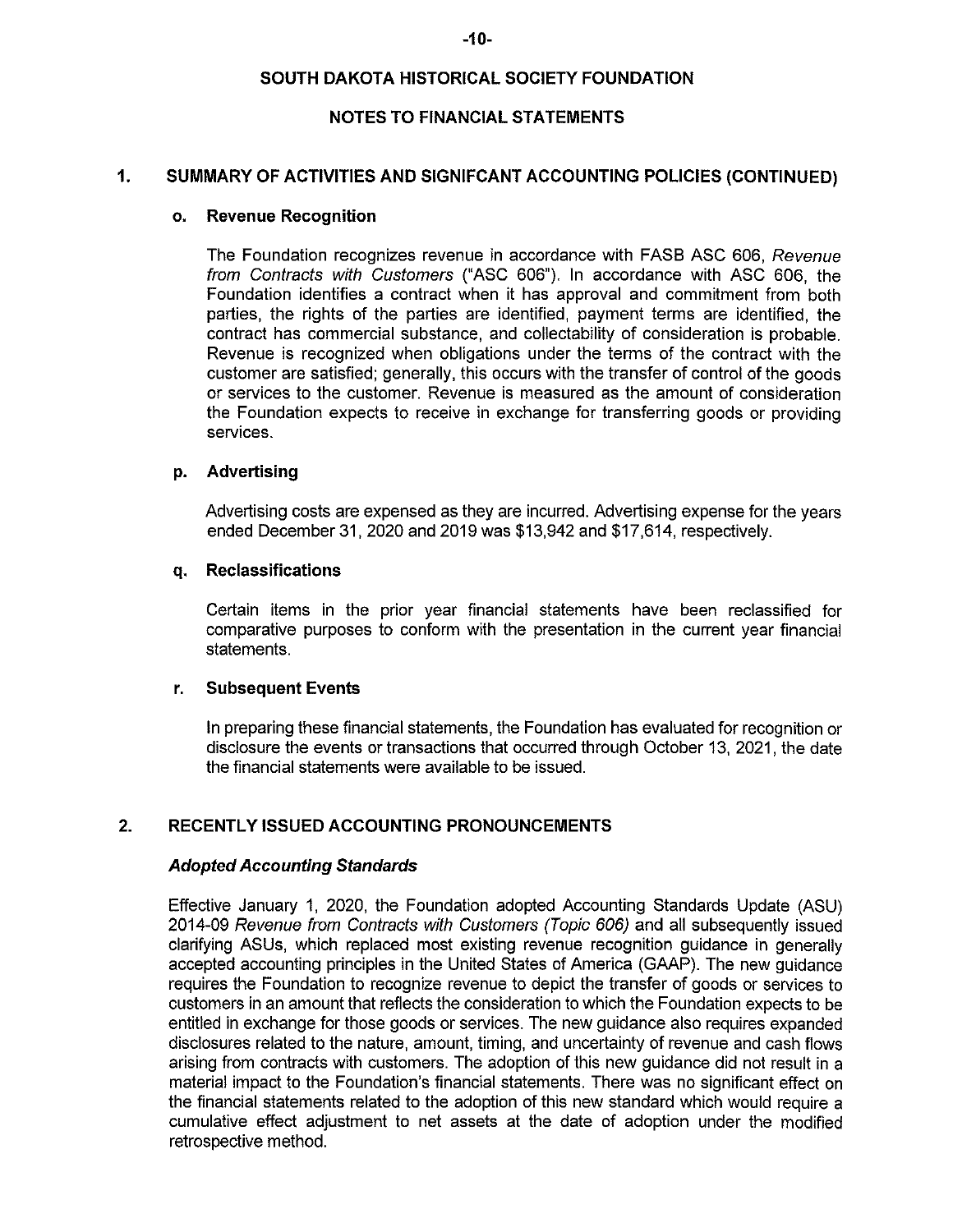# SOUTH DAKOTA HISTORICAL SOCIETY FOUNDATION

## NOTES TO FINANCIAL STATEMENTS

### 1. SUMMARY OF ACTIVITIES AND SIGNIFCANT ACCOUNTING POLICIES (CONTINUED)

#### o. Revenue Recognition

The Foundation recognizes revenue in accordance with FASB ASC 606, *Revenue from Contracts with Customers* ("ASC 606"). In accordance with ASC 606, the Foundation identifies a contract when it has approval and commitment from both parties, the rights of the parties are identified, payment terms are identified, the contract has commercial substance, and collectability of consideration is probable. Revenue is recognized when obligations under the terms of the contract with the customer are satisfied; generally, this occurs with the transfer of control of the goods or services to the customer. Revenue is measured as the amount of consideration the Foundation expects to receive in exchange for transferring goods or providing services.

#### p. Advertising

Advertising costs are expensed as they are incurred. Advertising expense for the years ended December 31, 2020 and 2019 was $13,942 and $17,614, respectively.

#### q. Reclassifications

Certain items in the prior year financial statements have been reclassified for comparative purposes to conform with the presentation in the current year financial statements.

#### r. Subsequent Events

In preparing these financial statements, the Foundation has evaluated for recognition or disclosure the events or transactions that occurred through October 13, 2021, the date the financial statements were available to be issued.

### 2. RECENTLY ISSUED ACCOUNTING PRONOUNCEMENTS

***Adopted Accounting Standards***

Effective January 1, 2020, the Foundation adopted Accounting Standards Update (ASU) 2014-09 *Revenue from Contracts with Customers (Topic 606)* and all subsequently issued clarifying ASUs, which replaced most existing revenue recognition guidance in generally accepted accounting principles in the United States of America (GAAP). The new guidance requires the Foundation to recognize revenue to depict the transfer of goods or services to customers in an amount that reflects the consideration to which the Foundation expects to be entitled in exchange for those goods or services. The new guidance also requires expanded disclosures related to the nature, amount, timing, and uncertainty of revenue and cash flows arising from contracts with customers. The adoption of this new guidance did not result in a material impact to the Foundation's financial statements. There was no significant effect on the financial statements related to the adoption of this new standard which would require a cumulative effect adjustment to net assets at the date of adoption under the modified retrospective method.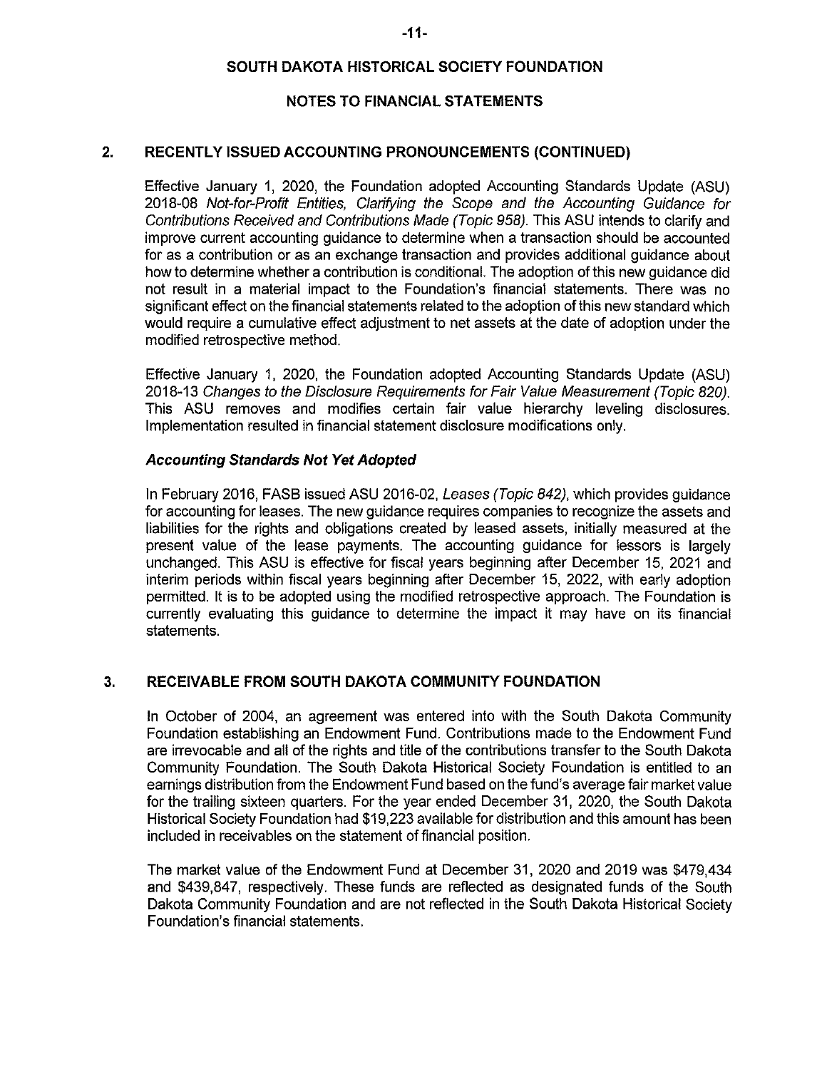**SOUTH DAKOTA HISTORICAL SOCIETY FOUNDATION**

**NOTES TO FINANCIAL STATEMENTS**

## 2. RECENTLY ISSUED ACCOUNTING PRONOUNCEMENTS (CONTINUED)

Effective January 1, 2020, the Foundation adopted Accounting Standards Update (ASU) 2018-08 *Not-for-Profit Entities, Clarifying the Scope and the Accounting Guidance for Contributions Received and Contributions Made (Topic 958).* This ASU intends to clarify and improve current accounting guidance to determine when a transaction should be accounted for as a contribution or as an exchange transaction and provides additional guidance about how to determine whether a contribution is conditional. The adoption of this new guidance did not result in a material impact to the Foundation's financial statements. There was no significant effect on the financial statements related to the adoption of this new standard which would require a cumulative effect adjustment to net assets at the date of adoption under the modified retrospective method.

Effective January 1, 2020, the Foundation adopted Accounting Standards Update (ASU) 2018-13 *Changes to the Disclosure Requirements for Fair Value Measurement (Topic 820).* This ASU removes and modifies certain fair value hierarchy leveling disclosures. Implementation resulted in financial statement disclosure modifications only.

### *Accounting Standards Not Yet Adopted*

In February 2016, FASB issued ASU 2016-02, *Leases (Topic 842),* which provides guidance for accounting for leases. The new guidance requires companies to recognize the assets and liabilities for the rights and obligations created by leased assets, initially measured at the present value of the lease payments. The accounting guidance for lessors is largely unchanged. This ASU is effective for fiscal years beginning after December 15, 2021 and interim periods within fiscal years beginning after December 15, 2022, with early adoption permitted. It is to be adopted using the modified retrospective approach. The Foundation is currently evaluating this guidance to determine the impact it may have on its financial statements.

## 3. RECEIVABLE FROM SOUTH DAKOTA COMMUNITY FOUNDATION

In October of 2004, an agreement was entered into with the South Dakota Community Foundation establishing an Endowment Fund. Contributions made to the Endowment Fund are irrevocable and all of the rights and title of the contributions transfer to the South Dakota Community Foundation. The South Dakota Historical Society Foundation is entitled to an earnings distribution from the Endowment Fund based on the fund's average fair market value for the trailing sixteen quarters. For the year ended December 31, 2020, the South Dakota Historical Society Foundation had $19,223 available for distribution and this amount has been included in receivables on the statement of financial position.

The market value of the Endowment Fund at December 31, 2020 and 2019 was $479,434 and $439,847, respectively. These funds are reflected as designated funds of the South Dakota Community Foundation and are not reflected in the South Dakota Historical Society Foundation's financial statements.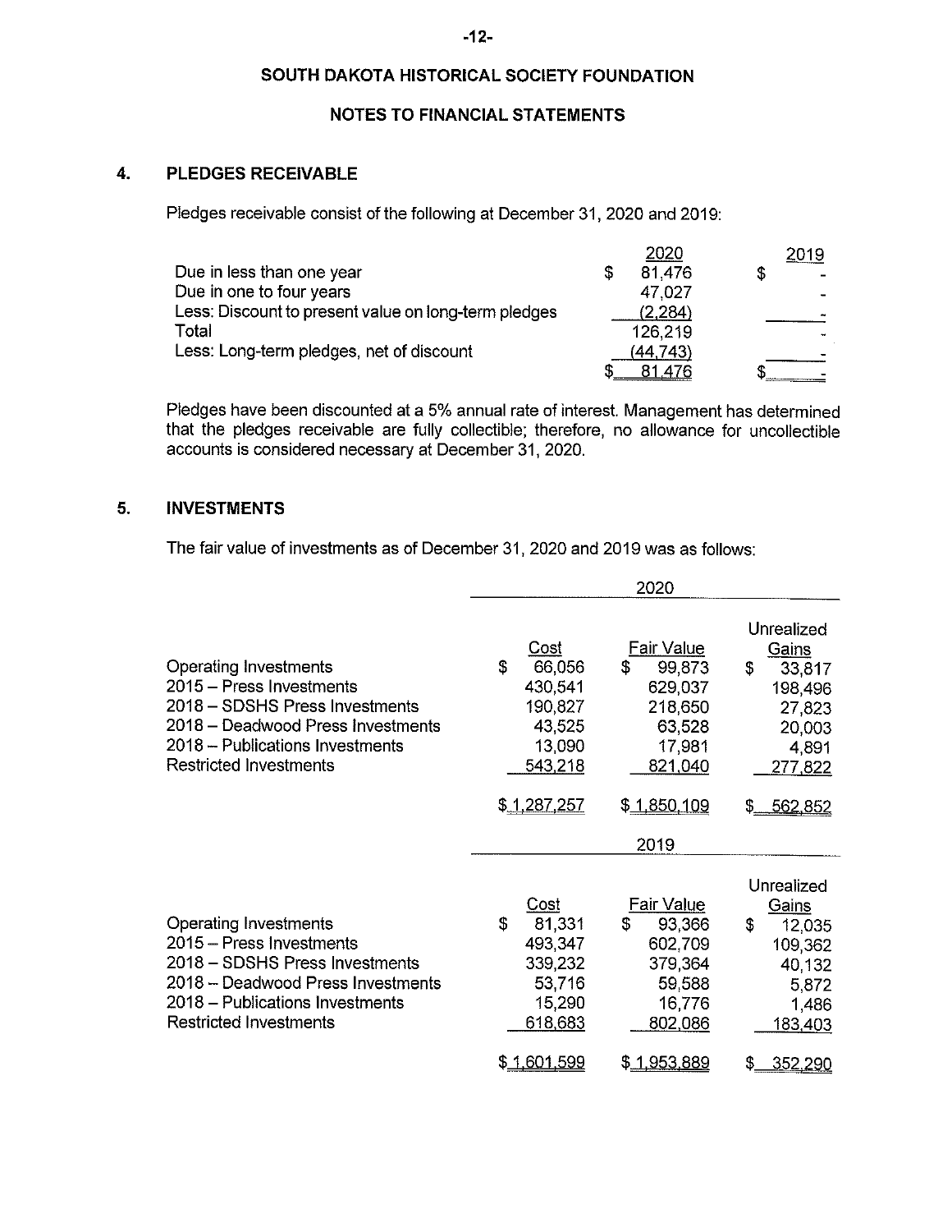# SOUTH DAKOTA HISTORICAL SOCIETY FOUNDATION

## NOTES TO FINANCIAL STATEMENTS

### 4. PLEDGES RECEIVABLE

Pledges receivable consist of the following at December 31, 2020 and 2019:

| | 2020 | 2019 |
|---|---|---|
| Due in less than one year | $ 81,476 | $ - |
| Due in one to four years | 47,027 | - |
| Less: Discount to present value on long-term pledges | (2,284) | - |
| Total | 126,219 | - |
| Less: Long-term pledges, net of discount | (44,743) | - |
| | $ 81,476 | $ - |

Pledges have been discounted at a 5% annual rate of interest. Management has determined that the pledges receivable are fully collectible; therefore, no allowance for uncollectible accounts is considered necessary at December 31, 2020.

### 5. INVESTMENTS

The fair value of investments as of December 31, 2020 and 2019 was as follows:

| | 2020 | | |
|---|---|---|---|
| | Cost | Fair Value | Unrealized Gains |
| Operating Investments | $ 66,056 | $ 99,873 | $ 33,817 |
| 2015 – Press Investments | 430,541 | 629,037 | 198,496 |
| 2018 – SDSHS Press Investments | 190,827 | 218,650 | 27,823 |
| 2018 – Deadwood Press Investments | 43,525 | 63,528 | 20,003 |
| 2018 – Publications Investments | 13,090 | 17,981 | 4,891 |
| Restricted Investments | 543,218 | 821,040 | 277,822 |
| | $ 1,287,257 | $ 1,850,109 | $ 562,852 |

| | 2019 | | |
|---|---|---|---|
| | Cost | Fair Value | Unrealized Gains |
| Operating Investments | $ 81,331 | $ 93,366 | $ 12,035 |
| 2015 – Press Investments | 493,347 | 602,709 | 109,362 |
| 2018 – SDSHS Press Investments | 339,232 | 379,364 | 40,132 |
| 2018 – Deadwood Press Investments | 53,716 | 59,588 | 5,872 |
| 2018 – Publications Investments | 15,290 | 16,776 | 1,486 |
| Restricted Investments | 618,683 | 802,086 | 183,403 |
| | $ 1,601,599 | $ 1,953,889 | $ 352,290 |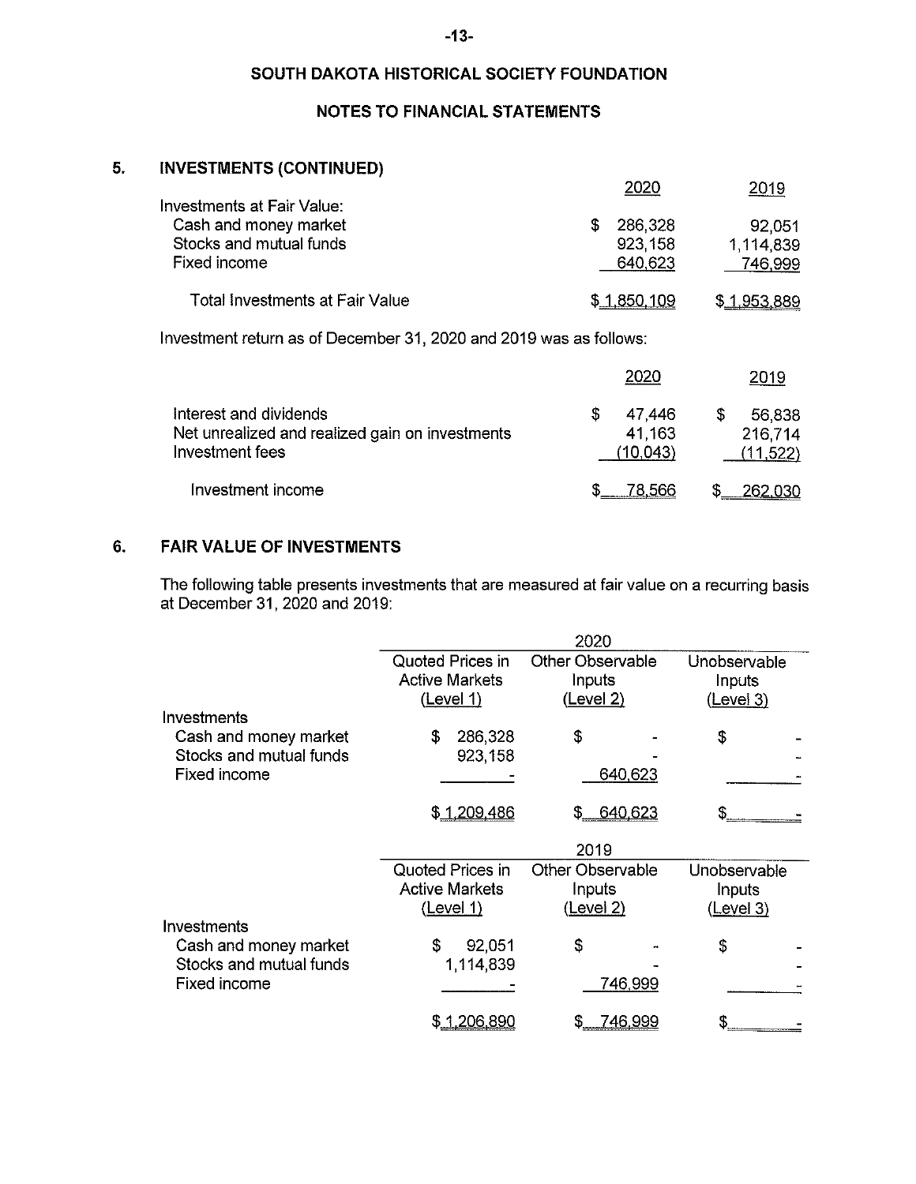SOUTH DAKOTA HISTORICAL SOCIETY FOUNDATION

NOTES TO FINANCIAL STATEMENTS

## 5. INVESTMENTS (CONTINUED)

| | 2020 | 2019 |
|---|---|---|
| Investments at Fair Value: | | |
| Cash and money market | $ 286,328 | 92,051 |
| Stocks and mutual funds | 923,158 | 1,114,839 |
| Fixed income | 640,623 | 746,999 |
| Total Investments at Fair Value | $ 1,850,109 | $ 1,953,889 |

Investment return as of December 31, 2020 and 2019 was as follows:

| | 2020 | 2019 |
|---|---|---|
| Interest and dividends | $ 47,446 | $ 56,838 |
| Net unrealized and realized gain on investments | 41,163 | 216,714 |
| Investment fees | (10,043) | (11,522) |
| Investment income | $ 78,566 | $ 262,030 |

## 6. FAIR VALUE OF INVESTMENTS

The following table presents investments that are measured at fair value on a recurring basis at December 31, 2020 and 2019:

| | 2020 | | |
|---|---|---|---|
| | Quoted Prices in Active Markets (Level 1) | Other Observable Inputs (Level 2) | Unobservable Inputs (Level 3) |
| Investments | | | |
| Cash and money market | $ 286,328 | $ - | $ - |
| Stocks and mutual funds | 923,158 | - | - |
| Fixed income | - | 640,623 | - |
| | $ 1,209,486 | $ 640,623 | $ - |

| | 2019 | | |
|---|---|---|---|
| | Quoted Prices in Active Markets (Level 1) | Other Observable Inputs (Level 2) | Unobservable Inputs (Level 3) |
| Investments | | | |
| Cash and money market | $ 92,051 | $ - | $ - |
| Stocks and mutual funds | 1,114,839 | - | - |
| Fixed income | - | 746,999 | - |
| | $ 1,206,890 | $ 746,999 | $ - |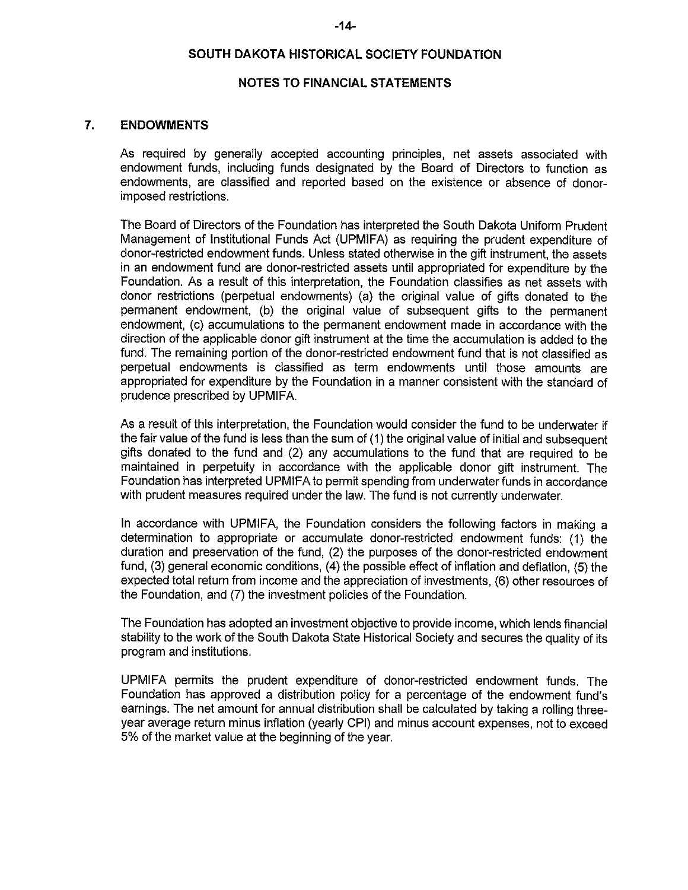## SOUTH DAKOTA HISTORICAL SOCIETY FOUNDATION

## NOTES TO FINANCIAL STATEMENTS

### 7. ENDOWMENTS

As required by generally accepted accounting principles, net assets associated with endowment funds, including funds designated by the Board of Directors to function as endowments, are classified and reported based on the existence or absence of donor-imposed restrictions.

The Board of Directors of the Foundation has interpreted the South Dakota Uniform Prudent Management of Institutional Funds Act (UPMIFA) as requiring the prudent expenditure of donor-restricted endowment funds. Unless stated otherwise in the gift instrument, the assets in an endowment fund are donor-restricted assets until appropriated for expenditure by the Foundation. As a result of this interpretation, the Foundation classifies as net assets with donor restrictions (perpetual endowments) (a) the original value of gifts donated to the permanent endowment, (b) the original value of subsequent gifts to the permanent endowment, (c) accumulations to the permanent endowment made in accordance with the direction of the applicable donor gift instrument at the time the accumulation is added to the fund. The remaining portion of the donor-restricted endowment fund that is not classified as perpetual endowments is classified as term endowments until those amounts are appropriated for expenditure by the Foundation in a manner consistent with the standard of prudence prescribed by UPMIFA.

As a result of this interpretation, the Foundation would consider the fund to be underwater if the fair value of the fund is less than the sum of (1) the original value of initial and subsequent gifts donated to the fund and (2) any accumulations to the fund that are required to be maintained in perpetuity in accordance with the applicable donor gift instrument. The Foundation has interpreted UPMIFA to permit spending from underwater funds in accordance with prudent measures required under the law. The fund is not currently underwater.

In accordance with UPMIFA, the Foundation considers the following factors in making a determination to appropriate or accumulate donor-restricted endowment funds: (1) the duration and preservation of the fund, (2) the purposes of the donor-restricted endowment fund, (3) general economic conditions, (4) the possible effect of inflation and deflation, (5) the expected total return from income and the appreciation of investments, (6) other resources of the Foundation, and (7) the investment policies of the Foundation.

The Foundation has adopted an investment objective to provide income, which lends financial stability to the work of the South Dakota State Historical Society and secures the quality of its program and institutions.

UPMIFA permits the prudent expenditure of donor-restricted endowment funds. The Foundation has approved a distribution policy for a percentage of the endowment fund's earnings. The net amount for annual distribution shall be calculated by taking a rolling three-year average return minus inflation (yearly CPI) and minus account expenses, not to exceed 5% of the market value at the beginning of the year.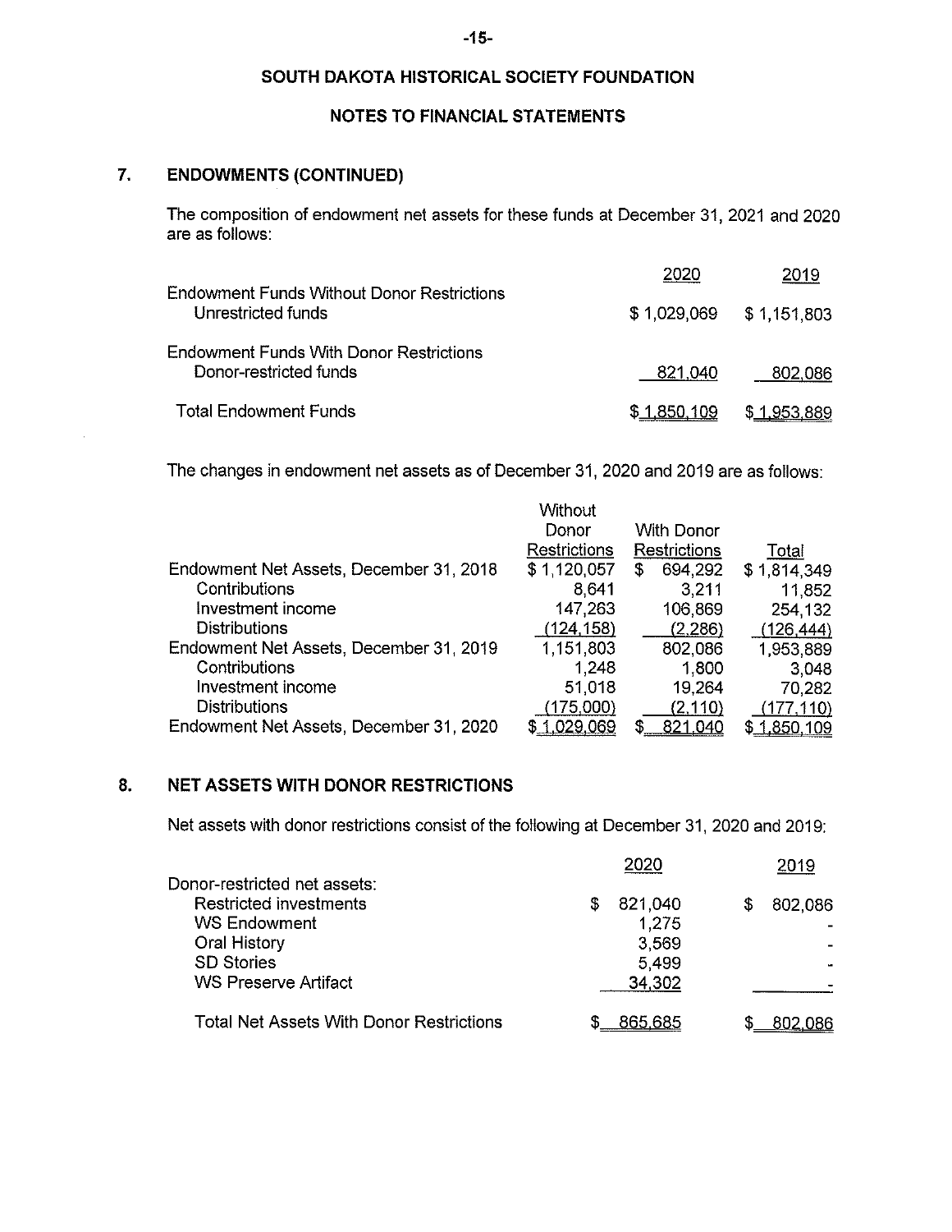# SOUTH DAKOTA HISTORICAL SOCIETY FOUNDATION

## NOTES TO FINANCIAL STATEMENTS

## 7. ENDOWMENTS (CONTINUED)

The composition of endowment net assets for these funds at December 31, 2021 and 2020 are as follows:

| | 2020 | 2019 |
|---|---|---|
| Endowment Funds Without Donor Restrictions | | |
| Unrestricted funds | $ 1,029,069 | $ 1,151,803 |
| Endowment Funds With Donor Restrictions | | |
| Donor-restricted funds | 821,040 | 802,086 |
| Total Endowment Funds | $ 1,850,109 | $ 1,953,889 |

The changes in endowment net assets as of December 31, 2020 and 2019 are as follows:

| | Without Donor Restrictions | With Donor Restrictions | Total |
|---|---|---|---|
| Endowment Net Assets, December 31, 2018 | $ 1,120,057 | $ 694,292 | $ 1,814,349 |
| Contributions | 8,641 | 3,211 | 11,852 |
| Investment income | 147,263 | 106,869 | 254,132 |
| Distributions | (124,158) | (2,286) | (126,444) |
| Endowment Net Assets, December 31, 2019 | 1,151,803 | 802,086 | 1,953,889 |
| Contributions | 1,248 | 1,800 | 3,048 |
| Investment income | 51,018 | 19,264 | 70,282 |
| Distributions | (175,000) | (2,110) | (177,110) |
| Endowment Net Assets, December 31, 2020 | $ 1,029,069 | $ 821,040 | $ 1,850,109 |

## 8. NET ASSETS WITH DONOR RESTRICTIONS

Net assets with donor restrictions consist of the following at December 31, 2020 and 2019:

| | 2020 | 2019 |
|---|---|---|
| Donor-restricted net assets: | | |
| Restricted investments | $ 821,040 | $ 802,086 |
| WS Endowment | 1,275 | - |
| Oral History | 3,569 | - |
| SD Stories | 5,499 | - |
| WS Preserve Artifact | 34,302 | - |
| Total Net Assets With Donor Restrictions | $ 865,685 | $ 802,086 |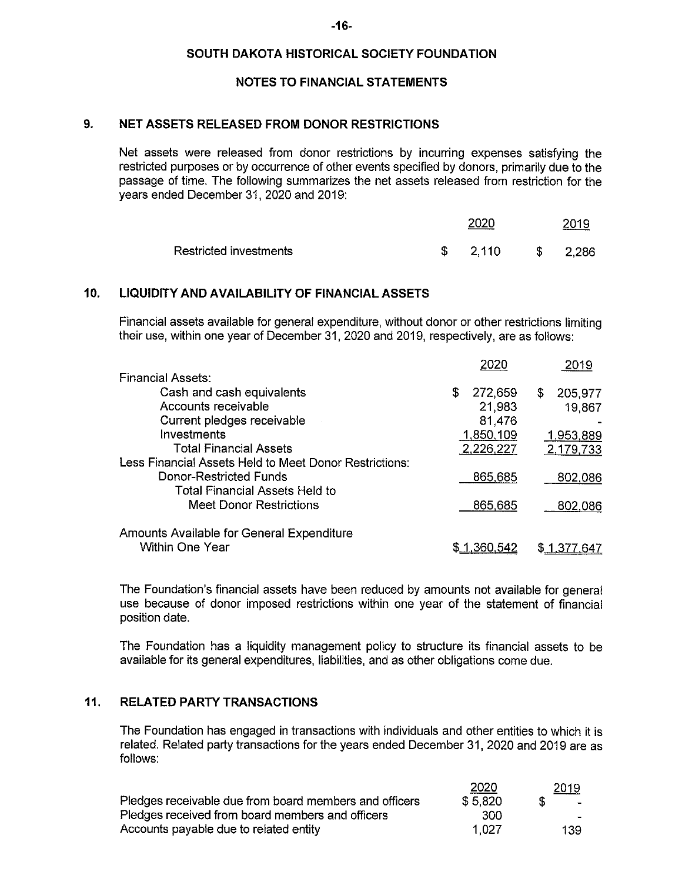## SOUTH DAKOTA HISTORICAL SOCIETY FOUNDATION

## NOTES TO FINANCIAL STATEMENTS

### 9. NET ASSETS RELEASED FROM DONOR RESTRICTIONS

Net assets were released from donor restrictions by incurring expenses satisfying the restricted purposes or by occurrence of other events specified by donors, primarily due to the passage of time. The following summarizes the net assets released from restriction for the years ended December 31, 2020 and 2019:

| | 2020 | 2019 |
|---|---|---|
| Restricted investments | $ 2,110 | $ 2,286 |

### 10. LIQUIDITY AND AVAILABILITY OF FINANCIAL ASSETS

Financial assets available for general expenditure, without donor or other restrictions limiting their use, within one year of December 31, 2020 and 2019, respectively, are as follows:

| | 2020 | 2019 |
|---|---|---|
| Financial Assets: | | |
| Cash and cash equivalents | $ 272,659 | $ 205,977 |
| Accounts receivable | 21,983 | 19,867 |
| Current pledges receivable | 81,476 | - |
| Investments | 1,850,109 | 1,953,889 |
| Total Financial Assets | 2,226,227 | 2,179,733 |
| Less Financial Assets Held to Meet Donor Restrictions: | | |
| Donor-Restricted Funds | 865,685 | 802,086 |
| Total Financial Assets Held to Meet Donor Restrictions | 865,685 | 802,086 |
| Amounts Available for General Expenditure Within One Year | $ 1,360,542 | $ 1,377,647 |

The Foundation's financial assets have been reduced by amounts not available for general use because of donor imposed restrictions within one year of the statement of financial position date.

The Foundation has a liquidity management policy to structure its financial assets to be available for its general expenditures, liabilities, and as other obligations come due.

### 11. RELATED PARTY TRANSACTIONS

The Foundation has engaged in transactions with individuals and other entities to which it is related. Related party transactions for the years ended December 31, 2020 and 2019 are as follows:

| | 2020 | 2019 |
|---|---|---|
| Pledges receivable due from board members and officers | $ 5,820 | $ - |
| Pledges received from board members and officers | 300 | - |
| Accounts payable due to related entity | 1,027 | 139 |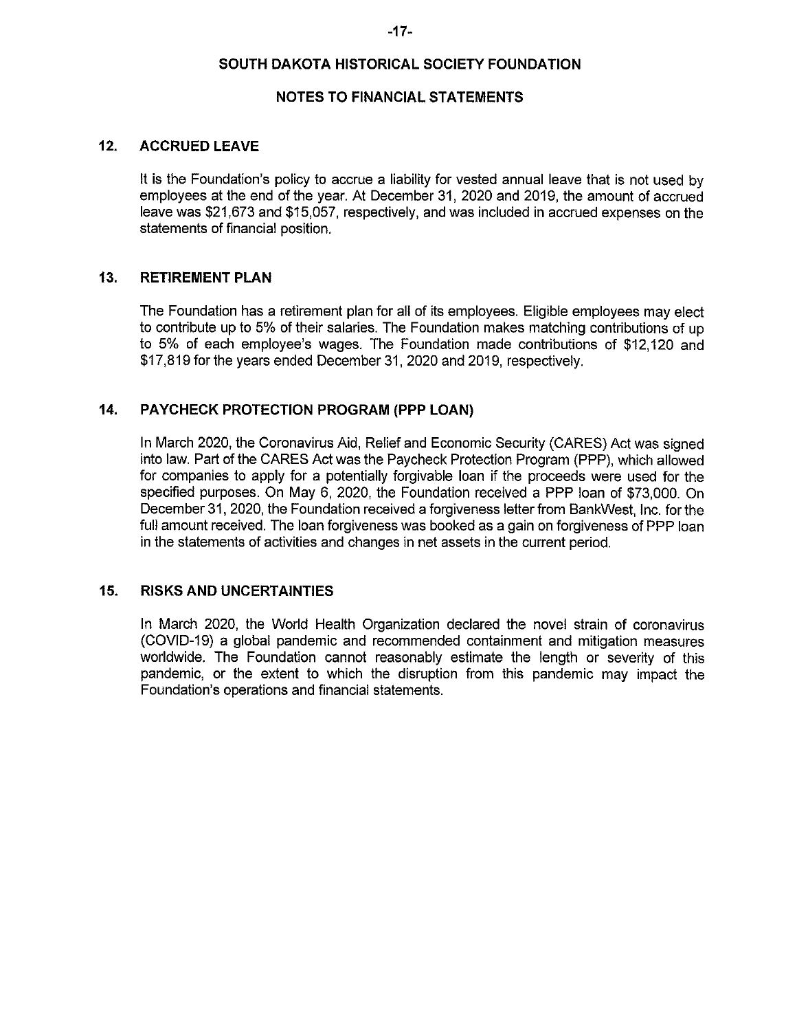# SOUTH DAKOTA HISTORICAL SOCIETY FOUNDATION

## NOTES TO FINANCIAL STATEMENTS

### 12. ACCRUED LEAVE

It is the Foundation's policy to accrue a liability for vested annual leave that is not used by employees at the end of the year. At December 31, 2020 and 2019, the amount of accrued leave was $21,673 and $15,057, respectively, and was included in accrued expenses on the statements of financial position.

### 13. RETIREMENT PLAN

The Foundation has a retirement plan for all of its employees. Eligible employees may elect to contribute up to 5% of their salaries. The Foundation makes matching contributions of up to 5% of each employee's wages. The Foundation made contributions of $12,120 and $17,819 for the years ended December 31, 2020 and 2019, respectively.

### 14. PAYCHECK PROTECTION PROGRAM (PPP LOAN)

In March 2020, the Coronavirus Aid, Relief and Economic Security (CARES) Act was signed into law. Part of the CARES Act was the Paycheck Protection Program (PPP), which allowed for companies to apply for a potentially forgivable loan if the proceeds were used for the specified purposes. On May 6, 2020, the Foundation received a PPP loan of $73,000. On December 31, 2020, the Foundation received a forgiveness letter from BankWest, Inc. for the full amount received. The loan forgiveness was booked as a gain on forgiveness of PPP loan in the statements of activities and changes in net assets in the current period.

### 15. RISKS AND UNCERTAINTIES

In March 2020, the World Health Organization declared the novel strain of coronavirus (COVID-19) a global pandemic and recommended containment and mitigation measures worldwide. The Foundation cannot reasonably estimate the length or severity of this pandemic, or the extent to which the disruption from this pandemic may impact the Foundation's operations and financial statements.